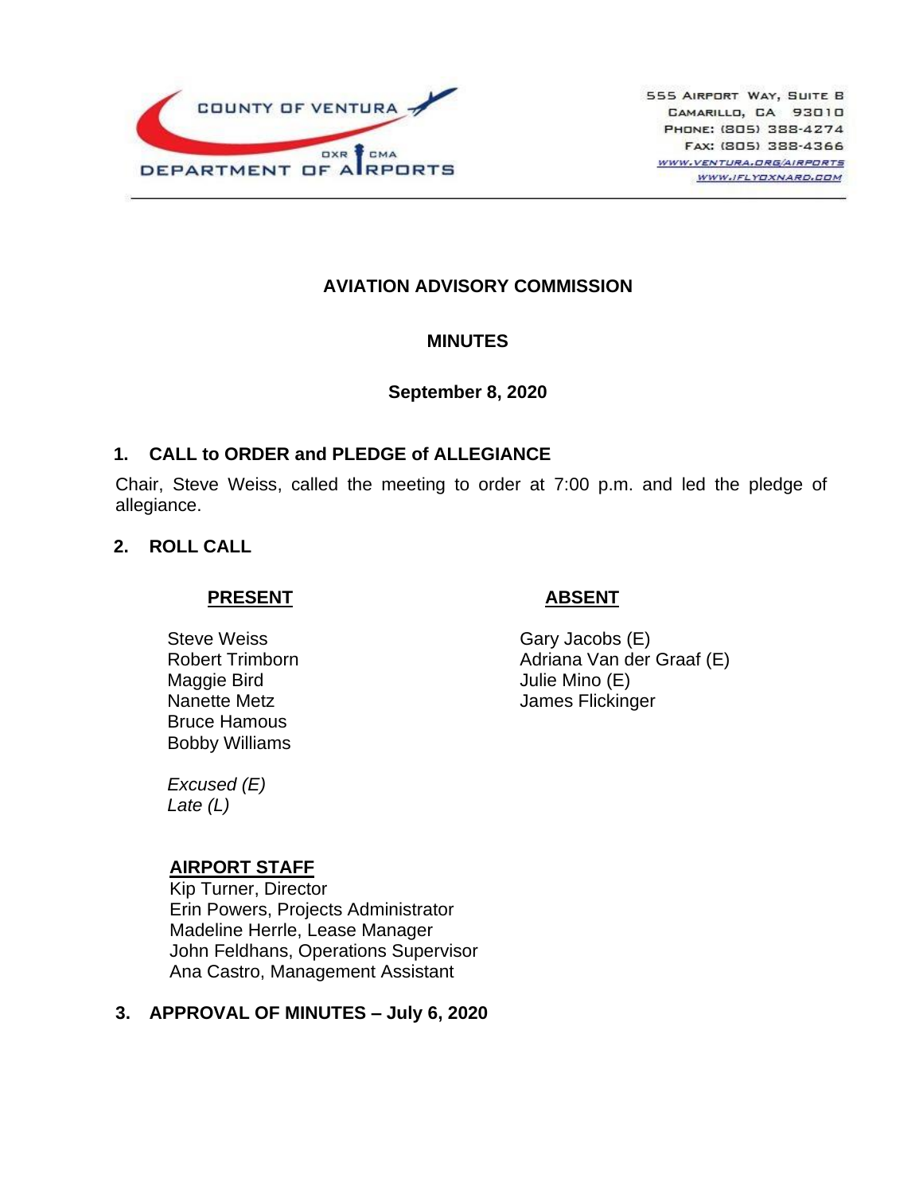COUNTY OF VENTURA
DEPARTMENT OF AIRPORTS
OXR CMA

555 Airport Way, Suite B
Camarillo, CA 93010
Phone: (805) 388-4274
Fax: (805) 388-4366
www.ventura.org/airports
www.iflyoxnard.com

# AVIATION ADVISORY COMMISSION

## MINUTES

**September 8, 2020**

### 1. CALL to ORDER and PLEDGE of ALLEGIANCE

Chair, Steve Weiss, called the meeting to order at 7:00 p.m. and led the pledge of allegiance.

### 2. ROLL CALL

| **PRESENT** | **ABSENT** |
|---|---|
| Steve Weiss | Gary Jacobs (E) |
| Robert Trimborn | Adriana Van der Graaf (E) |
| Maggie Bird | Julie Mino (E) |
| Nanette Metz | James Flickinger |
| Bruce Hamous | |
| Bobby Williams | |

*Excused (E)*
*Late (L)*

**AIRPORT STAFF**
Kip Turner, Director
Erin Powers, Projects Administrator
Madeline Herrle, Lease Manager
John Feldhans, Operations Supervisor
Ana Castro, Management Assistant

### 3. APPROVAL OF MINUTES – July 6, 2020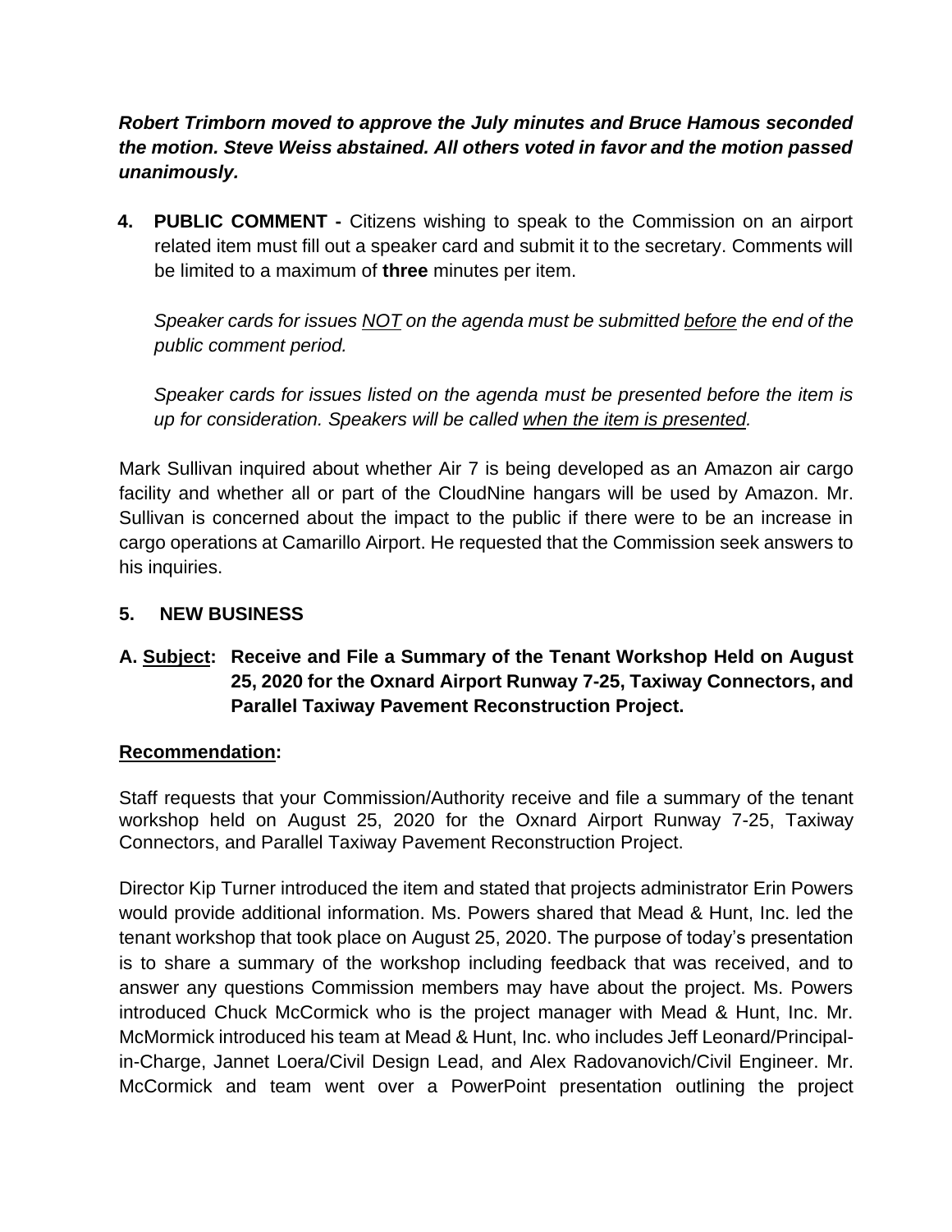***Robert Trimborn moved to approve the July minutes and Bruce Hamous seconded the motion. Steve Weiss abstained. All others voted in favor and the motion passed unanimously.***

**4. PUBLIC COMMENT -** Citizens wishing to speak to the Commission on an airport related item must fill out a speaker card and submit it to the secretary. Comments will be limited to a maximum of **three** minutes per item.

*Speaker cards for issues NOT on the agenda must be submitted before the end of the public comment period.*

*Speaker cards for issues listed on the agenda must be presented before the item is up for consideration. Speakers will be called when the item is presented.*

Mark Sullivan inquired about whether Air 7 is being developed as an Amazon air cargo facility and whether all or part of the CloudNine hangars will be used by Amazon. Mr. Sullivan is concerned about the impact to the public if there were to be an increase in cargo operations at Camarillo Airport. He requested that the Commission seek answers to his inquiries.

**5. NEW BUSINESS**

**A. Subject: Receive and File a Summary of the Tenant Workshop Held on August 25, 2020 for the Oxnard Airport Runway 7-25, Taxiway Connectors, and Parallel Taxiway Pavement Reconstruction Project.**

**Recommendation:**

Staff requests that your Commission/Authority receive and file a summary of the tenant workshop held on August 25, 2020 for the Oxnard Airport Runway 7-25, Taxiway Connectors, and Parallel Taxiway Pavement Reconstruction Project.

Director Kip Turner introduced the item and stated that projects administrator Erin Powers would provide additional information. Ms. Powers shared that Mead & Hunt, Inc. led the tenant workshop that took place on August 25, 2020. The purpose of today's presentation is to share a summary of the workshop including feedback that was received, and to answer any questions Commission members may have about the project. Ms. Powers introduced Chuck McCormick who is the project manager with Mead & Hunt, Inc. Mr. McMormick introduced his team at Mead & Hunt, Inc. who includes Jeff Leonard/Principal-in-Charge, Jannet Loera/Civil Design Lead, and Alex Radovanovich/Civil Engineer. Mr. McCormick and team went over a PowerPoint presentation outlining the project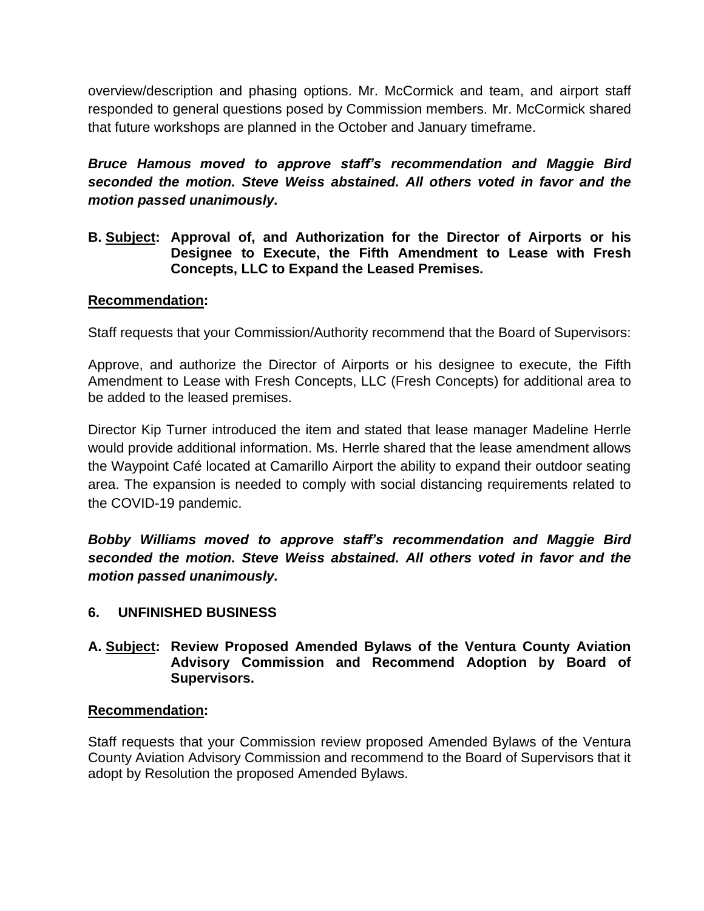overview/description and phasing options. Mr. McCormick and team, and airport staff responded to general questions posed by Commission members. Mr. McCormick shared that future workshops are planned in the October and January timeframe.

***Bruce Hamous moved to approve staff's recommendation and Maggie Bird seconded the motion. Steve Weiss abstained. All others voted in favor and the motion passed unanimously.***

**B. <u>Subject</u>: Approval of, and Authorization for the Director of Airports or his Designee to Execute, the Fifth Amendment to Lease with Fresh Concepts, LLC to Expand the Leased Premises.**

**<u>Recommendation</u>:**

Staff requests that your Commission/Authority recommend that the Board of Supervisors:

Approve, and authorize the Director of Airports or his designee to execute, the Fifth Amendment to Lease with Fresh Concepts, LLC (Fresh Concepts) for additional area to be added to the leased premises.

Director Kip Turner introduced the item and stated that lease manager Madeline Herrle would provide additional information. Ms. Herrle shared that the lease amendment allows the Waypoint Café located at Camarillo Airport the ability to expand their outdoor seating area. The expansion is needed to comply with social distancing requirements related to the COVID-19 pandemic.

***Bobby Williams moved to approve staff's recommendation and Maggie Bird seconded the motion. Steve Weiss abstained. All others voted in favor and the motion passed unanimously.***

## 6. UNFINISHED BUSINESS

**A. <u>Subject</u>: Review Proposed Amended Bylaws of the Ventura County Aviation Advisory Commission and Recommend Adoption by Board of Supervisors.**

**<u>Recommendation</u>:**

Staff requests that your Commission review proposed Amended Bylaws of the Ventura County Aviation Advisory Commission and recommend to the Board of Supervisors that it adopt by Resolution the proposed Amended Bylaws.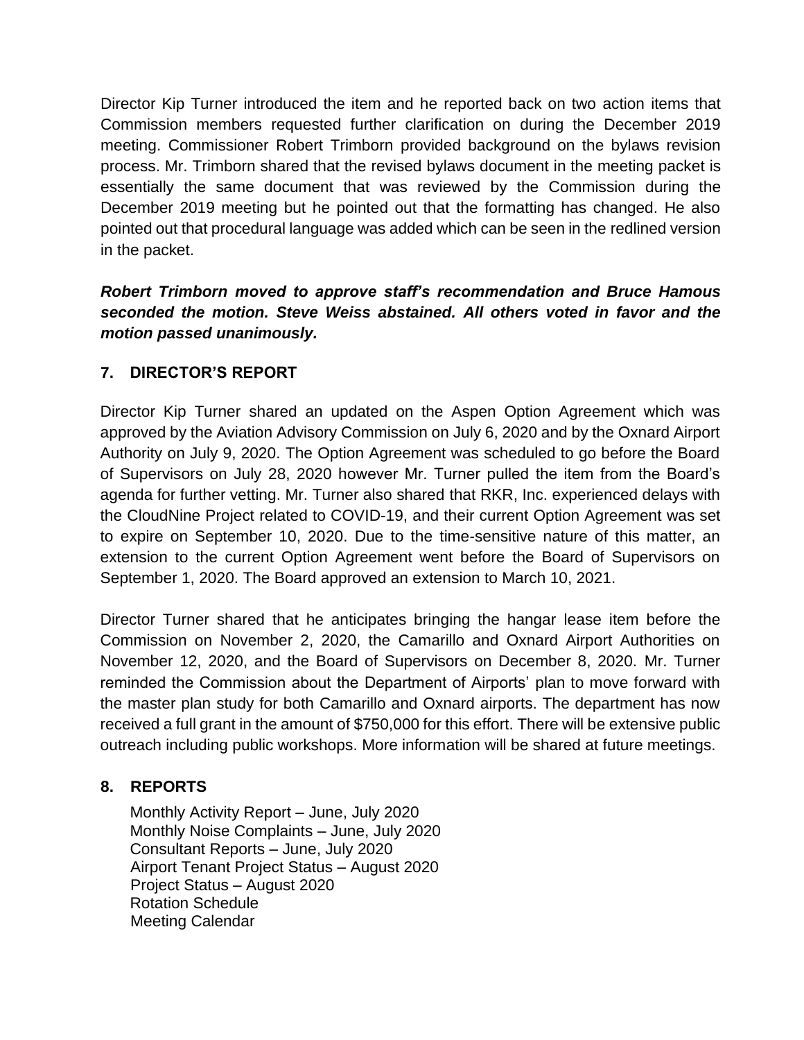Director Kip Turner introduced the item and he reported back on two action items that Commission members requested further clarification on during the December 2019 meeting. Commissioner Robert Trimborn provided background on the bylaws revision process. Mr. Trimborn shared that the revised bylaws document in the meeting packet is essentially the same document that was reviewed by the Commission during the December 2019 meeting but he pointed out that the formatting has changed. He also pointed out that procedural language was added which can be seen in the redlined version in the packet.

***Robert Trimborn moved to approve staff's recommendation and Bruce Hamous seconded the motion. Steve Weiss abstained. All others voted in favor and the motion passed unanimously.***

## 7. DIRECTOR'S REPORT

Director Kip Turner shared an updated on the Aspen Option Agreement which was approved by the Aviation Advisory Commission on July 6, 2020 and by the Oxnard Airport Authority on July 9, 2020. The Option Agreement was scheduled to go before the Board of Supervisors on July 28, 2020 however Mr. Turner pulled the item from the Board's agenda for further vetting. Mr. Turner also shared that RKR, Inc. experienced delays with the CloudNine Project related to COVID-19, and their current Option Agreement was set to expire on September 10, 2020. Due to the time-sensitive nature of this matter, an extension to the current Option Agreement went before the Board of Supervisors on September 1, 2020. The Board approved an extension to March 10, 2021.

Director Turner shared that he anticipates bringing the hangar lease item before the Commission on November 2, 2020, the Camarillo and Oxnard Airport Authorities on November 12, 2020, and the Board of Supervisors on December 8, 2020. Mr. Turner reminded the Commission about the Department of Airports' plan to move forward with the master plan study for both Camarillo and Oxnard airports. The department has now received a full grant in the amount of $750,000 for this effort. There will be extensive public outreach including public workshops. More information will be shared at future meetings.

## 8. REPORTS

Monthly Activity Report – June, July 2020
Monthly Noise Complaints – June, July 2020
Consultant Reports – June, July 2020
Airport Tenant Project Status – August 2020
Project Status – August 2020
Rotation Schedule
Meeting Calendar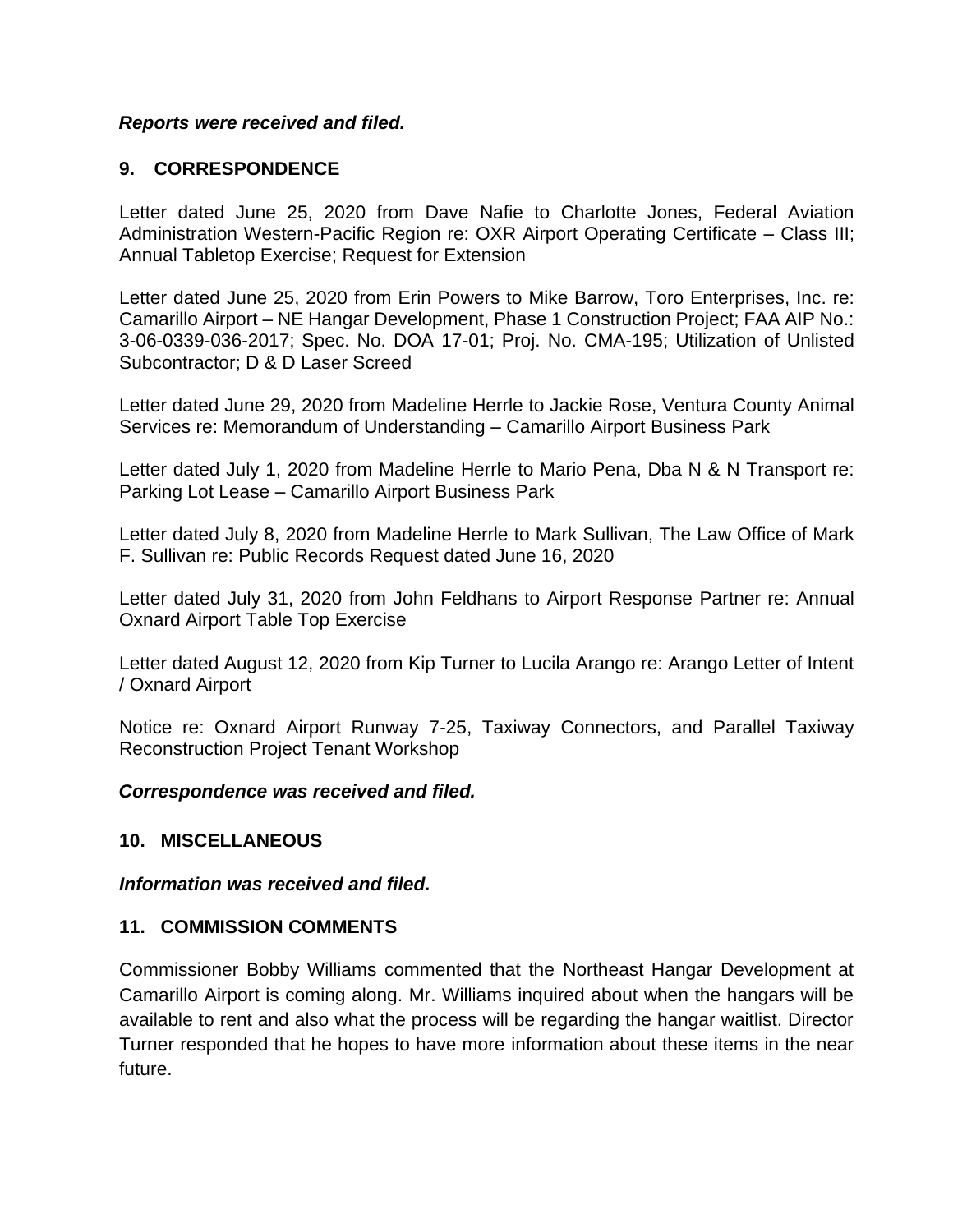***Reports were received and filed.***

## 9. CORRESPONDENCE

Letter dated June 25, 2020 from Dave Nafie to Charlotte Jones, Federal Aviation Administration Western-Pacific Region re: OXR Airport Operating Certificate – Class III; Annual Tabletop Exercise; Request for Extension

Letter dated June 25, 2020 from Erin Powers to Mike Barrow, Toro Enterprises, Inc. re: Camarillo Airport – NE Hangar Development, Phase 1 Construction Project; FAA AIP No.: 3-06-0339-036-2017; Spec. No. DOA 17-01; Proj. No. CMA-195; Utilization of Unlisted Subcontractor; D & D Laser Screed

Letter dated June 29, 2020 from Madeline Herrle to Jackie Rose, Ventura County Animal Services re: Memorandum of Understanding – Camarillo Airport Business Park

Letter dated July 1, 2020 from Madeline Herrle to Mario Pena, Dba N & N Transport re: Parking Lot Lease – Camarillo Airport Business Park

Letter dated July 8, 2020 from Madeline Herrle to Mark Sullivan, The Law Office of Mark F. Sullivan re: Public Records Request dated June 16, 2020

Letter dated July 31, 2020 from John Feldhans to Airport Response Partner re: Annual Oxnard Airport Table Top Exercise

Letter dated August 12, 2020 from Kip Turner to Lucila Arango re: Arango Letter of Intent / Oxnard Airport

Notice re: Oxnard Airport Runway 7-25, Taxiway Connectors, and Parallel Taxiway Reconstruction Project Tenant Workshop

***Correspondence was received and filed.***

## 10. MISCELLANEOUS

***Information was received and filed.***

## 11. COMMISSION COMMENTS

Commissioner Bobby Williams commented that the Northeast Hangar Development at Camarillo Airport is coming along. Mr. Williams inquired about when the hangars will be available to rent and also what the process will be regarding the hangar waitlist. Director Turner responded that he hopes to have more information about these items in the near future.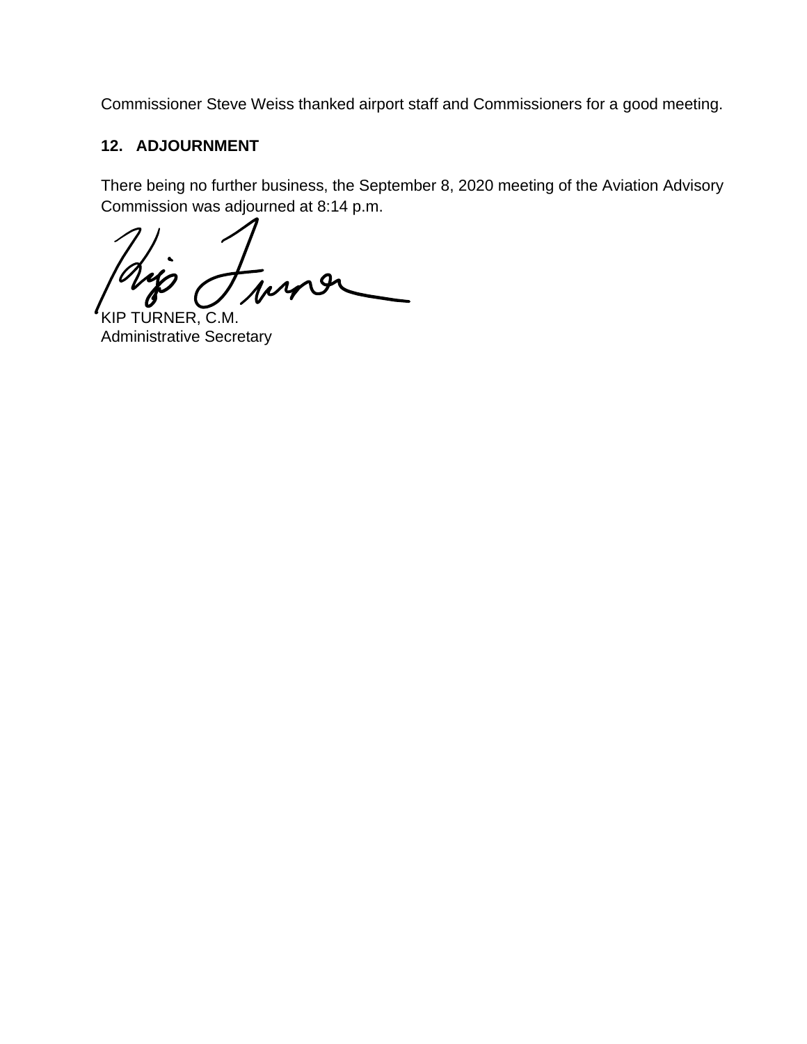Commissioner Steve Weiss thanked airport staff and Commissioners for a good meeting.

## 12. ADJOURNMENT

There being no further business, the September 8, 2020 meeting of the Aviation Advisory Commission was adjourned at 8:14 p.m.

KIP TURNER, C.M.
Administrative Secretary